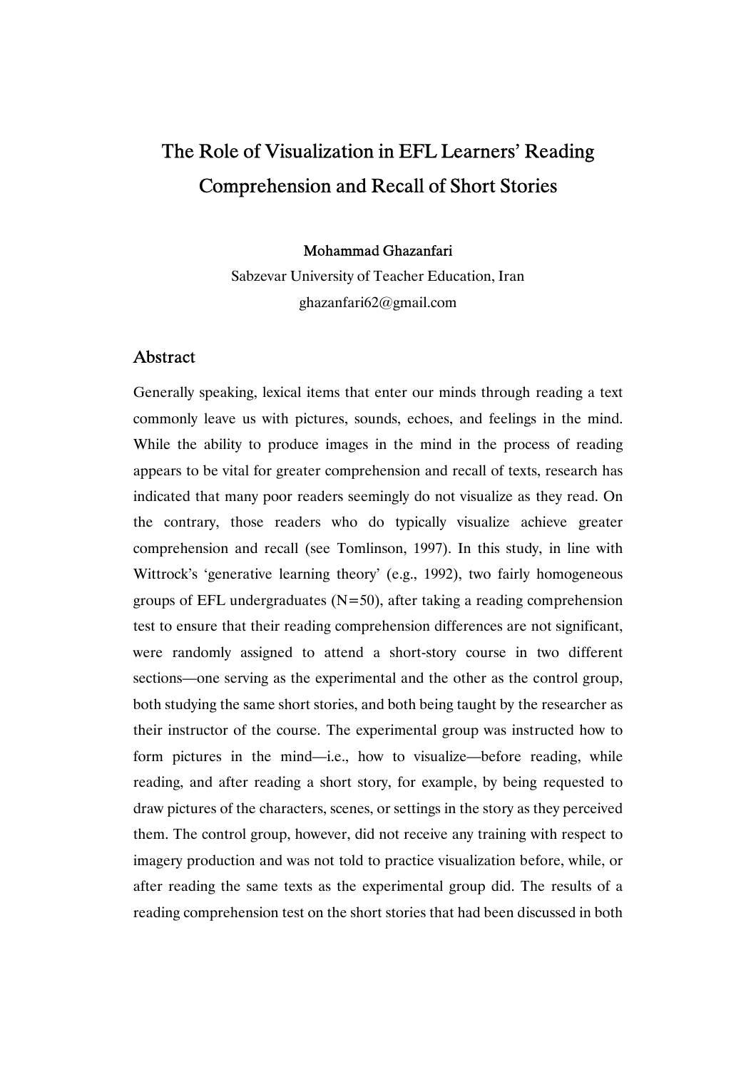# The Role of Visualization in EFL Learners' Reading Comprehension and Recall of Short Stories

**Mohammad Ghazanfari**

Sabzevar University of Teacher Education, Iran

ghazanfari62@gmail.com

## Abstract

Generally speaking, lexical items that enter our minds through reading a text commonly leave us with pictures, sounds, echoes, and feelings in the mind. While the ability to produce images in the mind in the process of reading appears to be vital for greater comprehension and recall of texts, research has indicated that many poor readers seemingly do not visualize as they read. On the contrary, those readers who do typically visualize achieve greater comprehension and recall (see Tomlinson, 1997). In this study, in line with Wittrock's 'generative learning theory' (e.g., 1992), two fairly homogeneous groups of EFL undergraduates (N=50), after taking a reading comprehension test to ensure that their reading comprehension differences are not significant, were randomly assigned to attend a short-story course in two different sections—one serving as the experimental and the other as the control group, both studying the same short stories, and both being taught by the researcher as their instructor of the course. The experimental group was instructed how to form pictures in the mind—i.e., how to visualize—before reading, while reading, and after reading a short story, for example, by being requested to draw pictures of the characters, scenes, or settings in the story as they perceived them. The control group, however, did not receive any training with respect to imagery production and was not told to practice visualization before, while, or after reading the same texts as the experimental group did. The results of a reading comprehension test on the short stories that had been discussed in both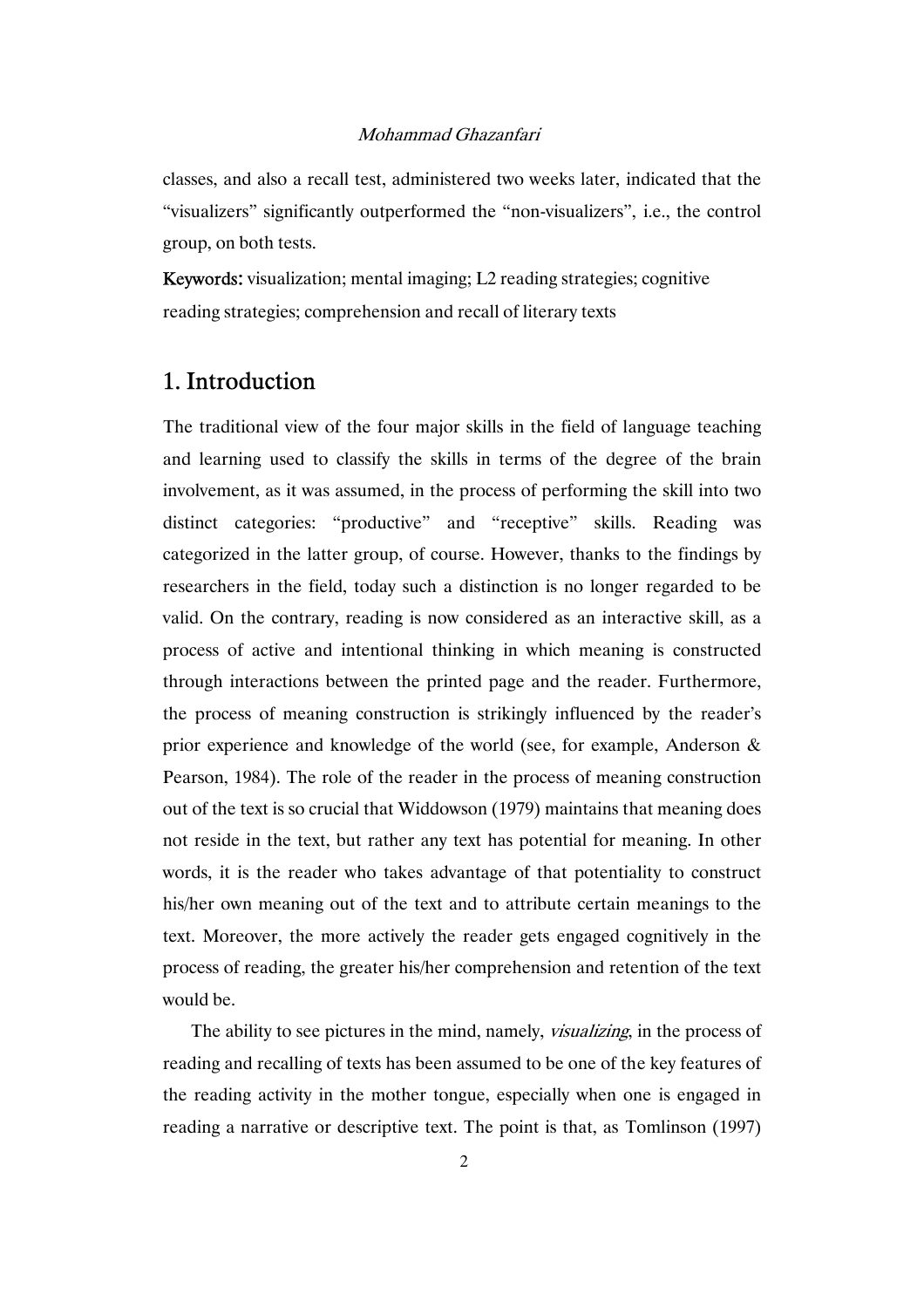classes, and also a recall test, administered two weeks later, indicated that the "visualizers" significantly outperformed the "non-visualizers", i.e., the control group, on both tests.

**Keywords:** visualization; mental imaging; L2 reading strategies; cognitive reading strategies; comprehension and recall of literary texts

## 1. Introduction

The traditional view of the four major skills in the field of language teaching and learning used to classify the skills in terms of the degree of the brain involvement, as it was assumed, in the process of performing the skill into two distinct categories: "productive" and "receptive" skills. Reading was categorized in the latter group, of course. However, thanks to the findings by researchers in the field, today such a distinction is no longer regarded to be valid. On the contrary, reading is now considered as an interactive skill, as a process of active and intentional thinking in which meaning is constructed through interactions between the printed page and the reader. Furthermore, the process of meaning construction is strikingly influenced by the reader's prior experience and knowledge of the world (see, for example, Anderson & Pearson, 1984). The role of the reader in the process of meaning construction out of the text is so crucial that Widdowson (1979) maintains that meaning does not reside in the text, but rather any text has potential for meaning. In other words, it is the reader who takes advantage of that potentiality to construct his/her own meaning out of the text and to attribute certain meanings to the text. Moreover, the more actively the reader gets engaged cognitively in the process of reading, the greater his/her comprehension and retention of the text would be.

The ability to see pictures in the mind, namely, *visualizing*, in the process of reading and recalling of texts has been assumed to be one of the key features of the reading activity in the mother tongue, especially when one is engaged in reading a narrative or descriptive text. The point is that, as Tomlinson (1997)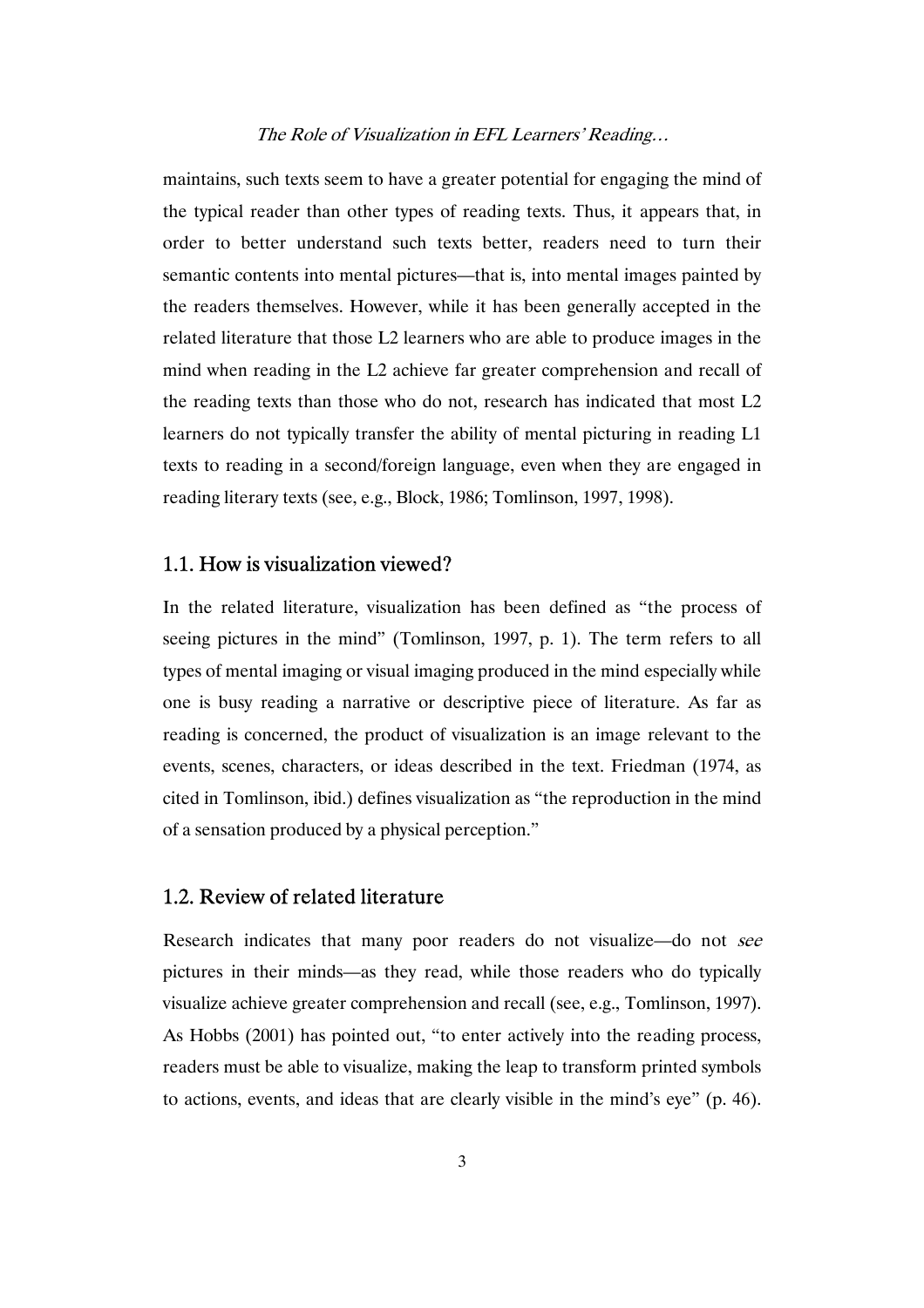maintains, such texts seem to have a greater potential for engaging the mind of the typical reader than other types of reading texts. Thus, it appears that, in order to better understand such texts better, readers need to turn their semantic contents into mental pictures—that is, into mental images painted by the readers themselves. However, while it has been generally accepted in the related literature that those L2 learners who are able to produce images in the mind when reading in the L2 achieve far greater comprehension and recall of the reading texts than those who do not, research has indicated that most L2 learners do not typically transfer the ability of mental picturing in reading L1 texts to reading in a second/foreign language, even when they are engaged in reading literary texts (see, e.g., Block, 1986; Tomlinson, 1997, 1998).

## 1.1. How is visualization viewed?

In the related literature, visualization has been defined as "the process of seeing pictures in the mind" (Tomlinson, 1997, p. 1). The term refers to all types of mental imaging or visual imaging produced in the mind especially while one is busy reading a narrative or descriptive piece of literature. As far as reading is concerned, the product of visualization is an image relevant to the events, scenes, characters, or ideas described in the text. Friedman (1974, as cited in Tomlinson, ibid.) defines visualization as "the reproduction in the mind of a sensation produced by a physical perception."

## 1.2. Review of related literature

Research indicates that many poor readers do not visualize—do not *see* pictures in their minds—as they read, while those readers who do typically visualize achieve greater comprehension and recall (see, e.g., Tomlinson, 1997). As Hobbs (2001) has pointed out, "to enter actively into the reading process, readers must be able to visualize, making the leap to transform printed symbols to actions, events, and ideas that are clearly visible in the mind's eye" (p. 46).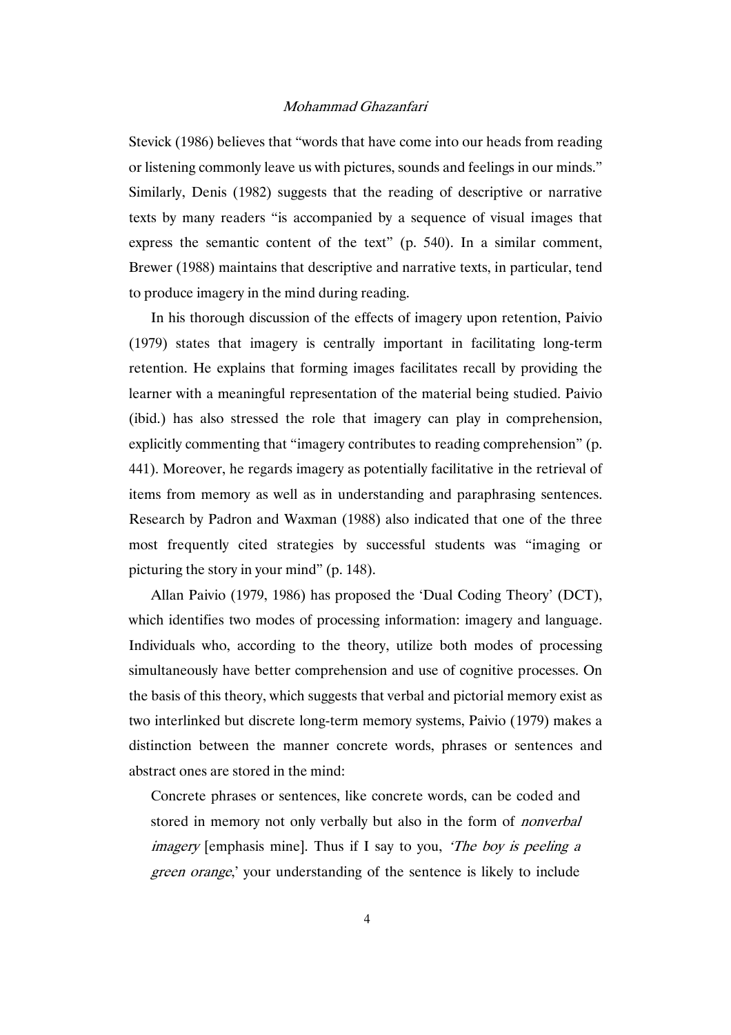Stevick (1986) believes that "words that have come into our heads from reading or listening commonly leave us with pictures, sounds and feelings in our minds." Similarly, Denis (1982) suggests that the reading of descriptive or narrative texts by many readers "is accompanied by a sequence of visual images that express the semantic content of the text" (p. 540). In a similar comment, Brewer (1988) maintains that descriptive and narrative texts, in particular, tend to produce imagery in the mind during reading.

In his thorough discussion of the effects of imagery upon retention, Paivio (1979) states that imagery is centrally important in facilitating long-term retention. He explains that forming images facilitates recall by providing the learner with a meaningful representation of the material being studied. Paivio (ibid.) has also stressed the role that imagery can play in comprehension, explicitly commenting that "imagery contributes to reading comprehension" (p. 441). Moreover, he regards imagery as potentially facilitative in the retrieval of items from memory as well as in understanding and paraphrasing sentences. Research by Padron and Waxman (1988) also indicated that one of the three most frequently cited strategies by successful students was "imaging or picturing the story in your mind" (p. 148).

Allan Paivio (1979, 1986) has proposed the 'Dual Coding Theory' (DCT), which identifies two modes of processing information: imagery and language. Individuals who, according to the theory, utilize both modes of processing simultaneously have better comprehension and use of cognitive processes. On the basis of this theory, which suggests that verbal and pictorial memory exist as two interlinked but discrete long-term memory systems, Paivio (1979) makes a distinction between the manner concrete words, phrases or sentences and abstract ones are stored in the mind:

> Concrete phrases or sentences, like concrete words, can be coded and stored in memory not only verbally but also in the form of *nonverbal imagery* [emphasis mine]. Thus if I say to you, '*The boy is peeling a green orange*,' your understanding of the sentence is likely to include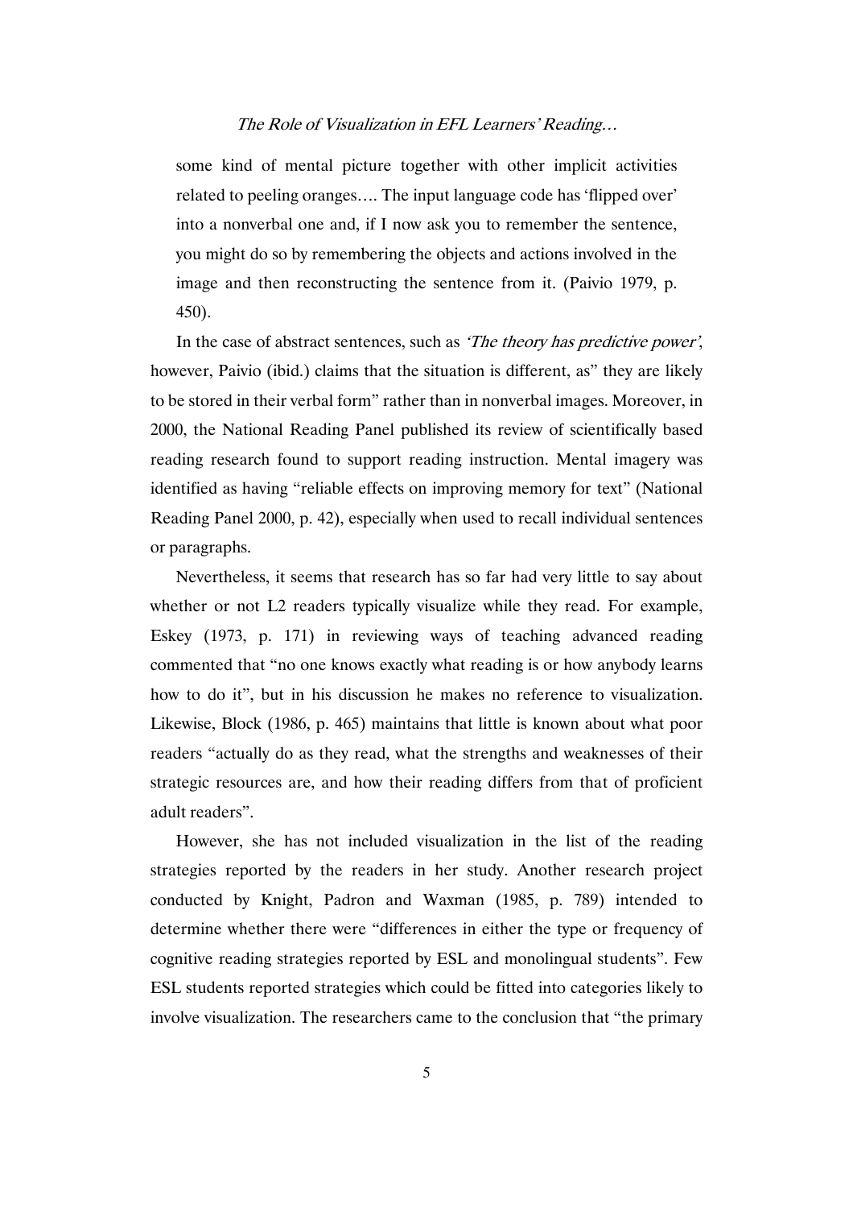some kind of mental picture together with other implicit activities related to peeling oranges…. The input language code has 'flipped over' into a nonverbal one and, if I now ask you to remember the sentence, you might do so by remembering the objects and actions involved in the image and then reconstructing the sentence from it. (Paivio 1979, p. 450).

In the case of abstract sentences, such as *'The theory has predictive power'*, however, Paivio (ibid.) claims that the situation is different, as" they are likely to be stored in their verbal form" rather than in nonverbal images. Moreover, in 2000, the National Reading Panel published its review of scientifically based reading research found to support reading instruction. Mental imagery was identified as having "reliable effects on improving memory for text" (National Reading Panel 2000, p. 42), especially when used to recall individual sentences or paragraphs.

Nevertheless, it seems that research has so far had very little to say about whether or not L2 readers typically visualize while they read. For example, Eskey (1973, p. 171) in reviewing ways of teaching advanced reading commented that "no one knows exactly what reading is or how anybody learns how to do it", but in his discussion he makes no reference to visualization. Likewise, Block (1986, p. 465) maintains that little is known about what poor readers "actually do as they read, what the strengths and weaknesses of their strategic resources are, and how their reading differs from that of proficient adult readers".

However, she has not included visualization in the list of the reading strategies reported by the readers in her study. Another research project conducted by Knight, Padron and Waxman (1985, p. 789) intended to determine whether there were "differences in either the type or frequency of cognitive reading strategies reported by ESL and monolingual students". Few ESL students reported strategies which could be fitted into categories likely to involve visualization. The researchers came to the conclusion that "the primary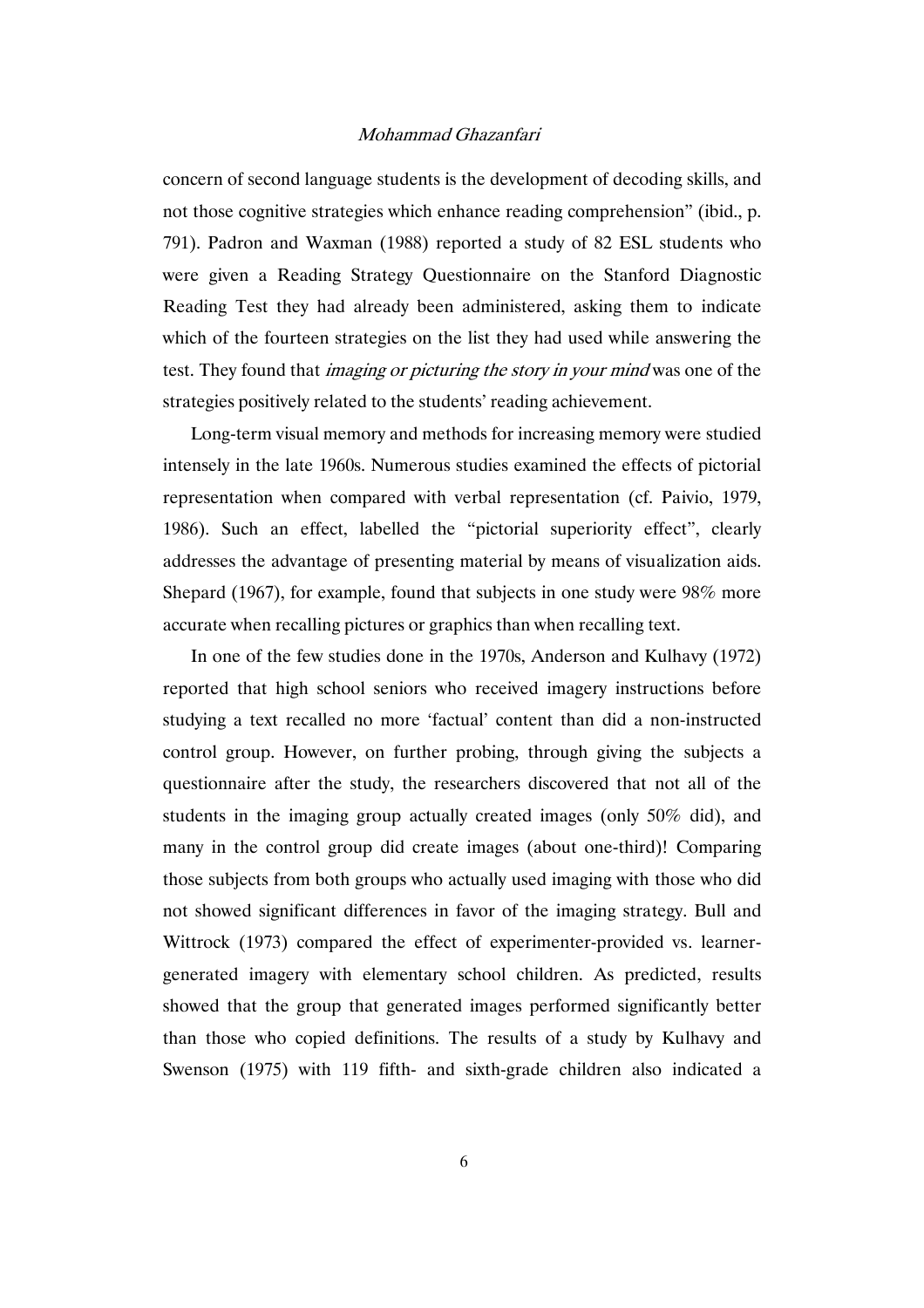concern of second language students is the development of decoding skills, and not those cognitive strategies which enhance reading comprehension" (ibid., p. 791). Padron and Waxman (1988) reported a study of 82 ESL students who were given a Reading Strategy Questionnaire on the Stanford Diagnostic Reading Test they had already been administered, asking them to indicate which of the fourteen strategies on the list they had used while answering the test. They found that *imaging or picturing the story in your mind* was one of the strategies positively related to the students' reading achievement.

Long-term visual memory and methods for increasing memory were studied intensely in the late 1960s. Numerous studies examined the effects of pictorial representation when compared with verbal representation (cf. Paivio, 1979, 1986). Such an effect, labelled the "pictorial superiority effect", clearly addresses the advantage of presenting material by means of visualization aids. Shepard (1967), for example, found that subjects in one study were 98% more accurate when recalling pictures or graphics than when recalling text.

In one of the few studies done in the 1970s, Anderson and Kulhavy (1972) reported that high school seniors who received imagery instructions before studying a text recalled no more 'factual' content than did a non-instructed control group. However, on further probing, through giving the subjects a questionnaire after the study, the researchers discovered that not all of the students in the imaging group actually created images (only 50% did), and many in the control group did create images (about one-third)! Comparing those subjects from both groups who actually used imaging with those who did not showed significant differences in favor of the imaging strategy. Bull and Wittrock (1973) compared the effect of experimenter-provided vs. learner-generated imagery with elementary school children. As predicted, results showed that the group that generated images performed significantly better than those who copied definitions. The results of a study by Kulhavy and Swenson (1975) with 119 fifth- and sixth-grade children also indicated a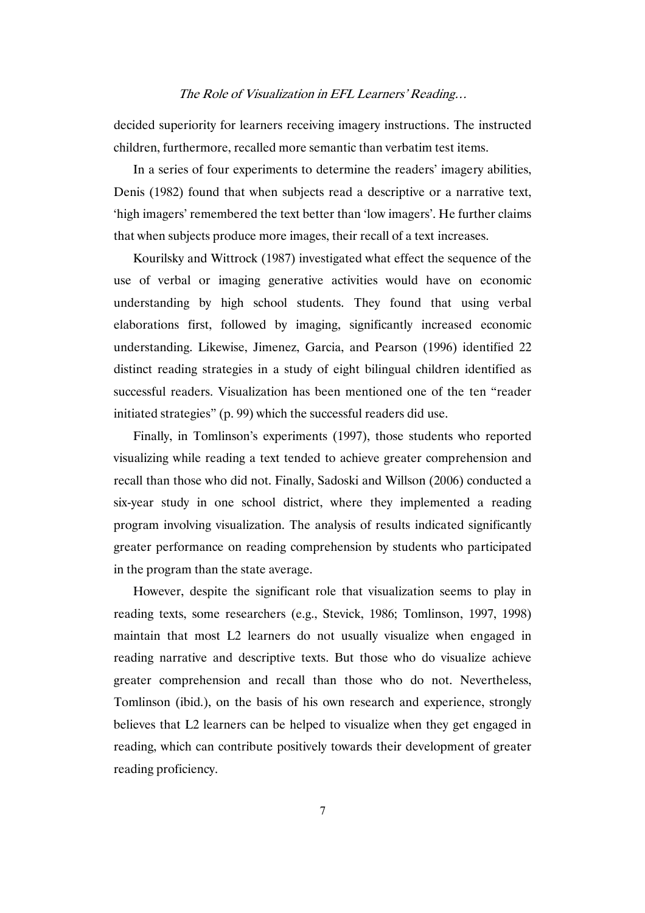decided superiority for learners receiving imagery instructions. The instructed children, furthermore, recalled more semantic than verbatim test items.

In a series of four experiments to determine the readers' imagery abilities, Denis (1982) found that when subjects read a descriptive or a narrative text, 'high imagers' remembered the text better than 'low imagers'. He further claims that when subjects produce more images, their recall of a text increases.

Kourilsky and Wittrock (1987) investigated what effect the sequence of the use of verbal or imaging generative activities would have on economic understanding by high school students. They found that using verbal elaborations first, followed by imaging, significantly increased economic understanding. Likewise, Jimenez, Garcia, and Pearson (1996) identified 22 distinct reading strategies in a study of eight bilingual children identified as successful readers. Visualization has been mentioned one of the ten "reader initiated strategies" (p. 99) which the successful readers did use.

Finally, in Tomlinson's experiments (1997), those students who reported visualizing while reading a text tended to achieve greater comprehension and recall than those who did not. Finally, Sadoski and Willson (2006) conducted a six-year study in one school district, where they implemented a reading program involving visualization. The analysis of results indicated significantly greater performance on reading comprehension by students who participated in the program than the state average.

However, despite the significant role that visualization seems to play in reading texts, some researchers (e.g., Stevick, 1986; Tomlinson, 1997, 1998) maintain that most L2 learners do not usually visualize when engaged in reading narrative and descriptive texts. But those who do visualize achieve greater comprehension and recall than those who do not. Nevertheless, Tomlinson (ibid.), on the basis of his own research and experience, strongly believes that L2 learners can be helped to visualize when they get engaged in reading, which can contribute positively towards their development of greater reading proficiency.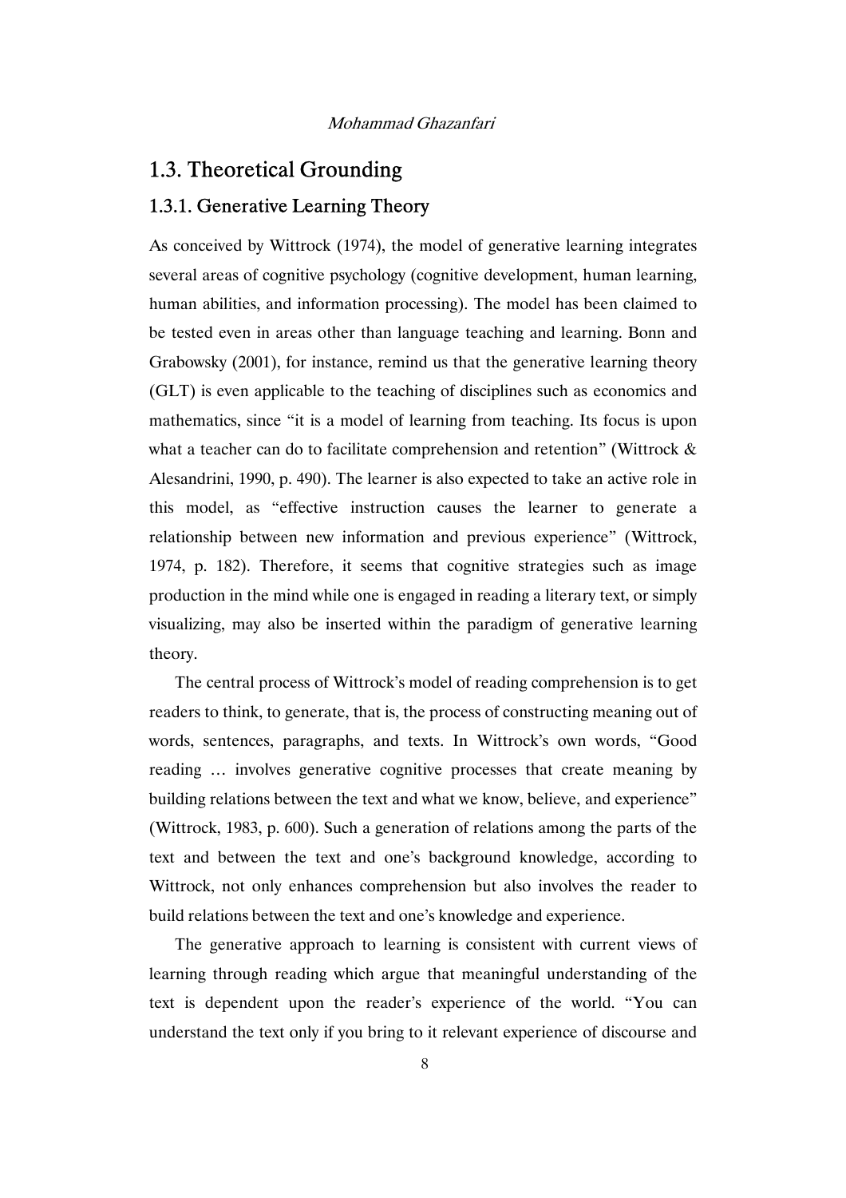## 1.3. Theoretical Grounding

### 1.3.1. Generative Learning Theory

As conceived by Wittrock (1974), the model of generative learning integrates several areas of cognitive psychology (cognitive development, human learning, human abilities, and information processing). The model has been claimed to be tested even in areas other than language teaching and learning. Bonn and Grabowsky (2001), for instance, remind us that the generative learning theory (GLT) is even applicable to the teaching of disciplines such as economics and mathematics, since "it is a model of learning from teaching. Its focus is upon what a teacher can do to facilitate comprehension and retention" (Wittrock & Alesandrini, 1990, p. 490). The learner is also expected to take an active role in this model, as "effective instruction causes the learner to generate a relationship between new information and previous experience" (Wittrock, 1974, p. 182). Therefore, it seems that cognitive strategies such as image production in the mind while one is engaged in reading a literary text, or simply visualizing, may also be inserted within the paradigm of generative learning theory.

The central process of Wittrock's model of reading comprehension is to get readers to think, to generate, that is, the process of constructing meaning out of words, sentences, paragraphs, and texts. In Wittrock's own words, "Good reading … involves generative cognitive processes that create meaning by building relations between the text and what we know, believe, and experience" (Wittrock, 1983, p. 600). Such a generation of relations among the parts of the text and between the text and one's background knowledge, according to Wittrock, not only enhances comprehension but also involves the reader to build relations between the text and one's knowledge and experience.

The generative approach to learning is consistent with current views of learning through reading which argue that meaningful understanding of the text is dependent upon the reader's experience of the world. "You can understand the text only if you bring to it relevant experience of discourse and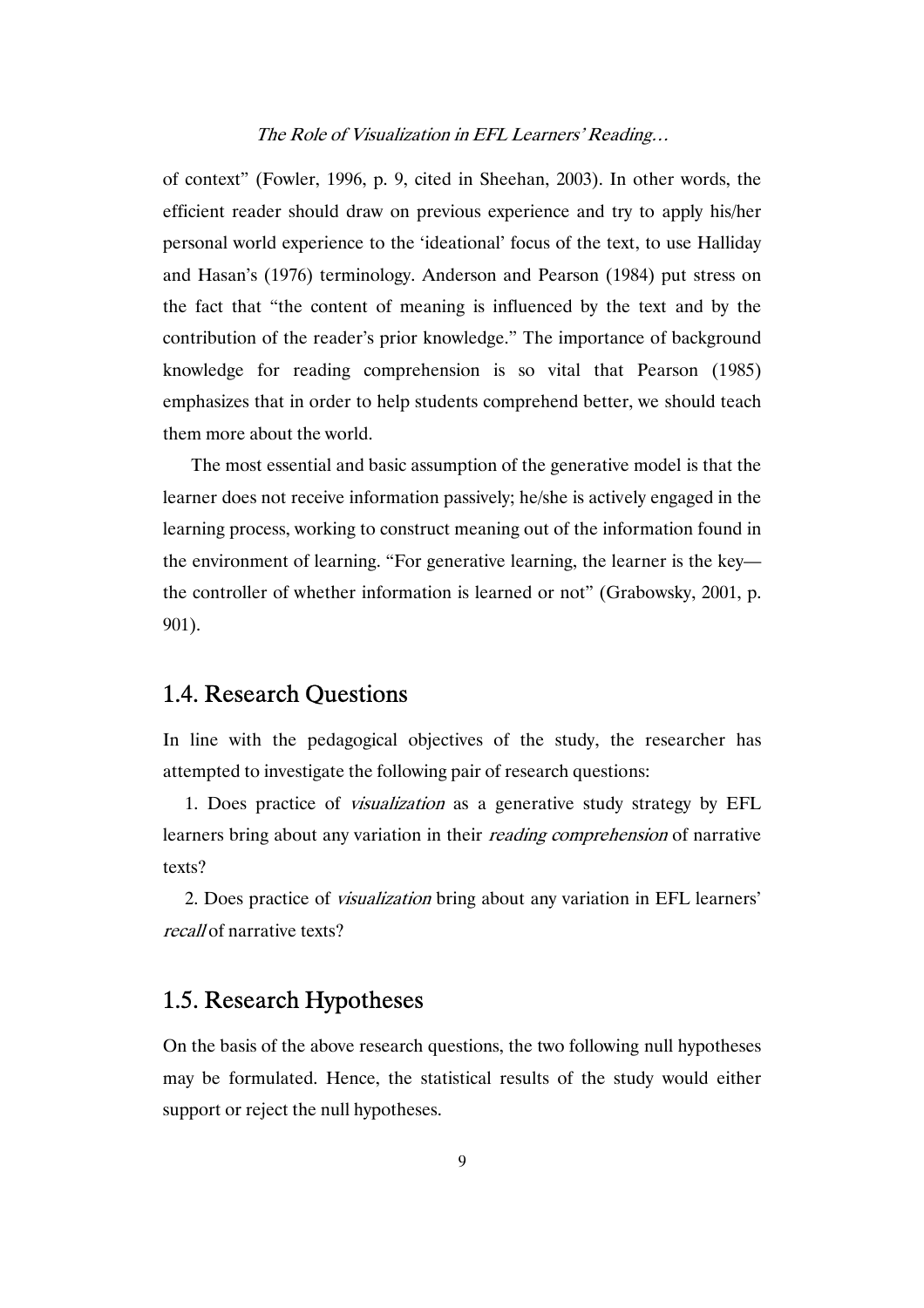of context" (Fowler, 1996, p. 9, cited in Sheehan, 2003). In other words, the efficient reader should draw on previous experience and try to apply his/her personal world experience to the 'ideational' focus of the text, to use Halliday and Hasan's (1976) terminology. Anderson and Pearson (1984) put stress on the fact that "the content of meaning is influenced by the text and by the contribution of the reader's prior knowledge." The importance of background knowledge for reading comprehension is so vital that Pearson (1985) emphasizes that in order to help students comprehend better, we should teach them more about the world.

The most essential and basic assumption of the generative model is that the learner does not receive information passively; he/she is actively engaged in the learning process, working to construct meaning out of the information found in the environment of learning. "For generative learning, the learner is the key—the controller of whether information is learned or not" (Grabowsky, 2001, p. 901).

## 1.4. Research Questions

In line with the pedagogical objectives of the study, the researcher has attempted to investigate the following pair of research questions:

1. Does practice of *visualization* as a generative study strategy by EFL learners bring about any variation in their *reading comprehension* of narrative texts?

2. Does practice of *visualization* bring about any variation in EFL learners' *recall* of narrative texts?

## 1.5. Research Hypotheses

On the basis of the above research questions, the two following null hypotheses may be formulated. Hence, the statistical results of the study would either support or reject the null hypotheses.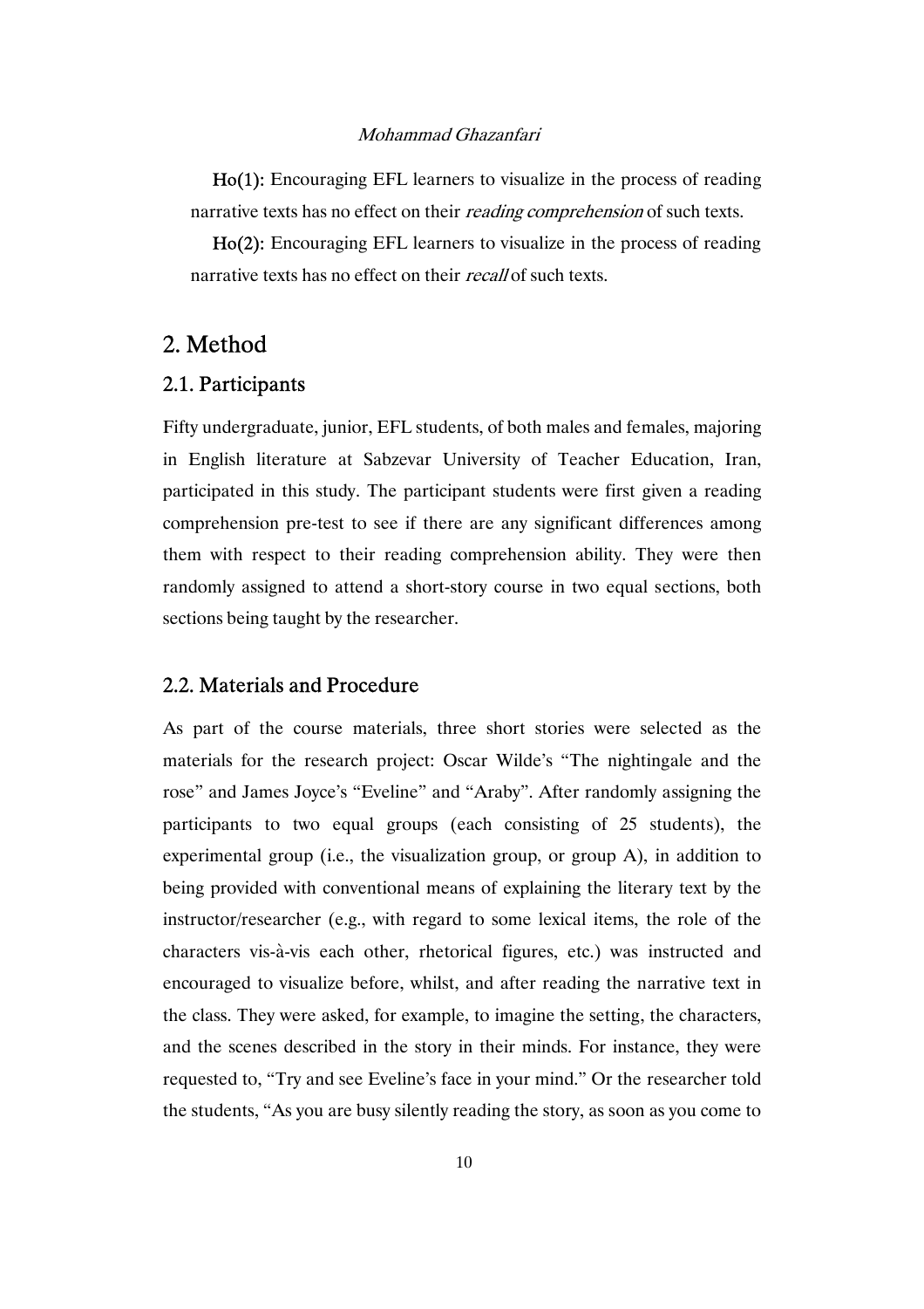**Ho(1):** Encouraging EFL learners to visualize in the process of reading narrative texts has no effect on their *reading comprehension* of such texts.

**Ho(2):** Encouraging EFL learners to visualize in the process of reading narrative texts has no effect on their *recall* of such texts.

## 2. Method

### 2.1. Participants

Fifty undergraduate, junior, EFL students, of both males and females, majoring in English literature at Sabzevar University of Teacher Education, Iran, participated in this study. The participant students were first given a reading comprehension pre-test to see if there are any significant differences among them with respect to their reading comprehension ability. They were then randomly assigned to attend a short-story course in two equal sections, both sections being taught by the researcher.

### 2.2. Materials and Procedure

As part of the course materials, three short stories were selected as the materials for the research project: Oscar Wilde's "The nightingale and the rose" and James Joyce's "Eveline" and "Araby". After randomly assigning the participants to two equal groups (each consisting of 25 students), the experimental group (i.e., the visualization group, or group A), in addition to being provided with conventional means of explaining the literary text by the instructor/researcher (e.g., with regard to some lexical items, the role of the characters vis-à-vis each other, rhetorical figures, etc.) was instructed and encouraged to visualize before, whilst, and after reading the narrative text in the class. They were asked, for example, to imagine the setting, the characters, and the scenes described in the story in their minds. For instance, they were requested to, "Try and see Eveline's face in your mind." Or the researcher told the students, "As you are busy silently reading the story, as soon as you come to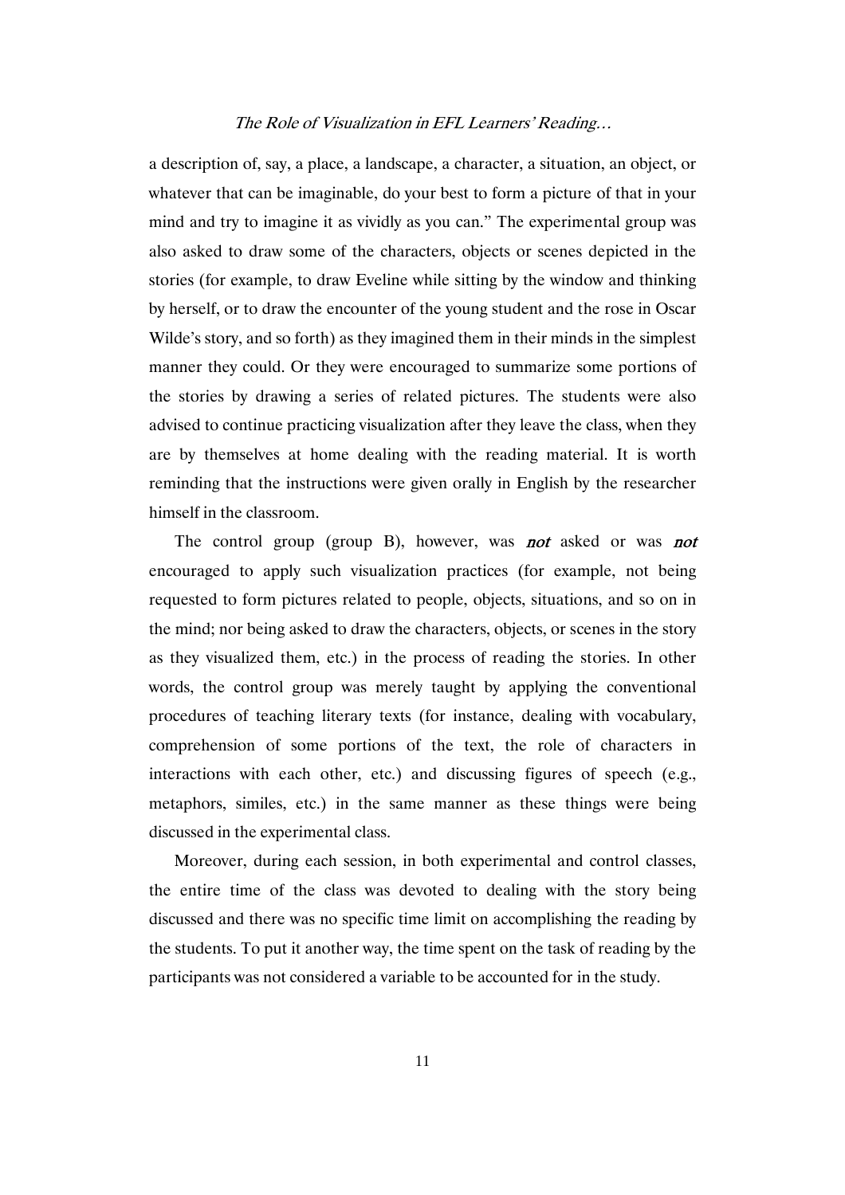a description of, say, a place, a landscape, a character, a situation, an object, or whatever that can be imaginable, do your best to form a picture of that in your mind and try to imagine it as vividly as you can." The experimental group was also asked to draw some of the characters, objects or scenes depicted in the stories (for example, to draw Eveline while sitting by the window and thinking by herself, or to draw the encounter of the young student and the rose in Oscar Wilde's story, and so forth) as they imagined them in their minds in the simplest manner they could. Or they were encouraged to summarize some portions of the stories by drawing a series of related pictures. The students were also advised to continue practicing visualization after they leave the class, when they are by themselves at home dealing with the reading material. It is worth reminding that the instructions were given orally in English by the researcher himself in the classroom.

The control group (group B), however, was ***not*** asked or was ***not*** encouraged to apply such visualization practices (for example, not being requested to form pictures related to people, objects, situations, and so on in the mind; nor being asked to draw the characters, objects, or scenes in the story as they visualized them, etc.) in the process of reading the stories. In other words, the control group was merely taught by applying the conventional procedures of teaching literary texts (for instance, dealing with vocabulary, comprehension of some portions of the text, the role of characters in interactions with each other, etc.) and discussing figures of speech (e.g., metaphors, similes, etc.) in the same manner as these things were being discussed in the experimental class.

Moreover, during each session, in both experimental and control classes, the entire time of the class was devoted to dealing with the story being discussed and there was no specific time limit on accomplishing the reading by the students. To put it another way, the time spent on the task of reading by the participants was not considered a variable to be accounted for in the study.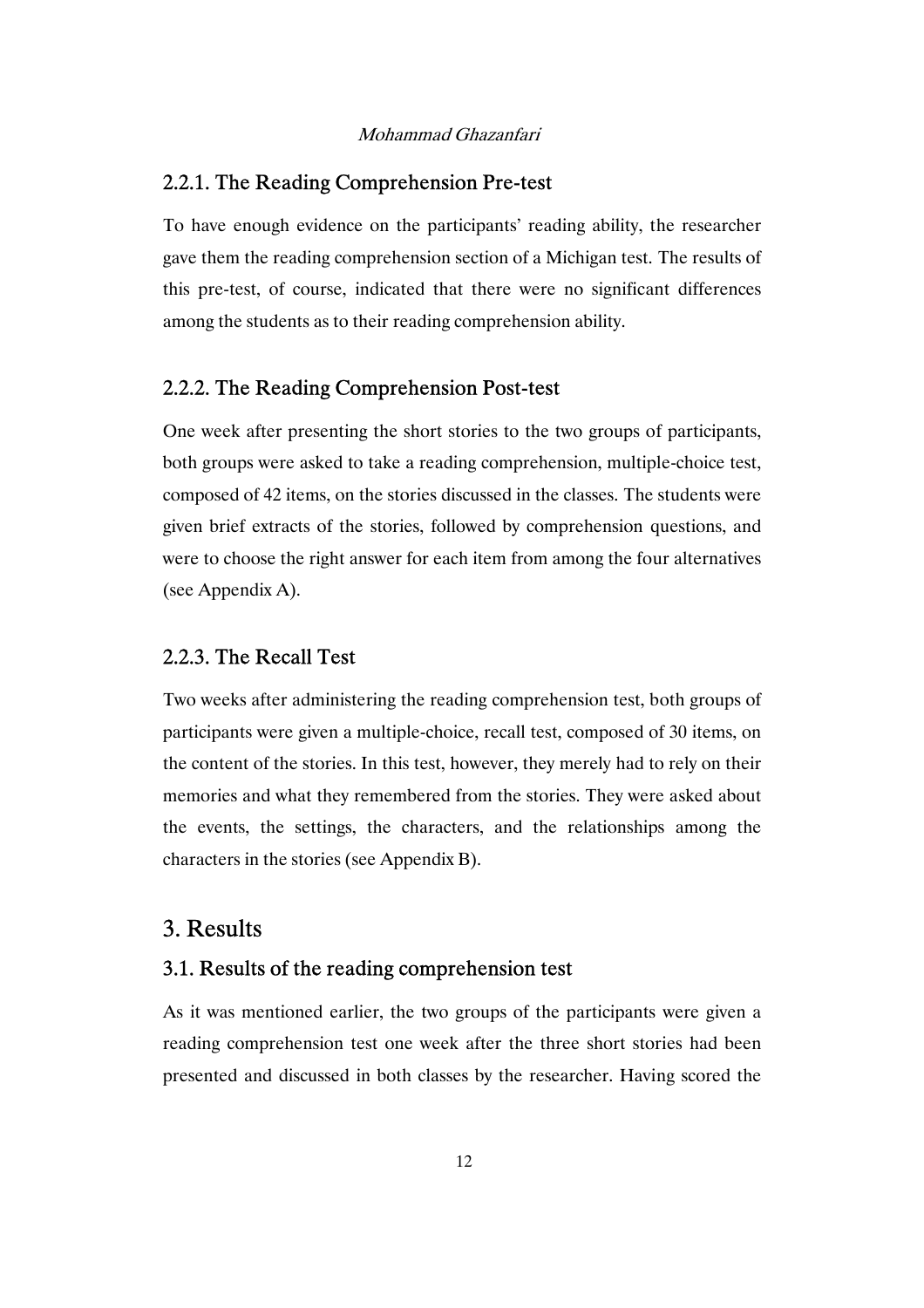### 2.2.1. The Reading Comprehension Pre-test

To have enough evidence on the participants' reading ability, the researcher gave them the reading comprehension section of a Michigan test. The results of this pre-test, of course, indicated that there were no significant differences among the students as to their reading comprehension ability.

### 2.2.2. The Reading Comprehension Post-test

One week after presenting the short stories to the two groups of participants, both groups were asked to take a reading comprehension, multiple-choice test, composed of 42 items, on the stories discussed in the classes. The students were given brief extracts of the stories, followed by comprehension questions, and were to choose the right answer for each item from among the four alternatives (see Appendix A).

### 2.2.3. The Recall Test

Two weeks after administering the reading comprehension test, both groups of participants were given a multiple-choice, recall test, composed of 30 items, on the content of the stories. In this test, however, they merely had to rely on their memories and what they remembered from the stories. They were asked about the events, the settings, the characters, and the relationships among the characters in the stories (see Appendix B).

## 3. Results

### 3.1. Results of the reading comprehension test

As it was mentioned earlier, the two groups of the participants were given a reading comprehension test one week after the three short stories had been presented and discussed in both classes by the researcher. Having scored the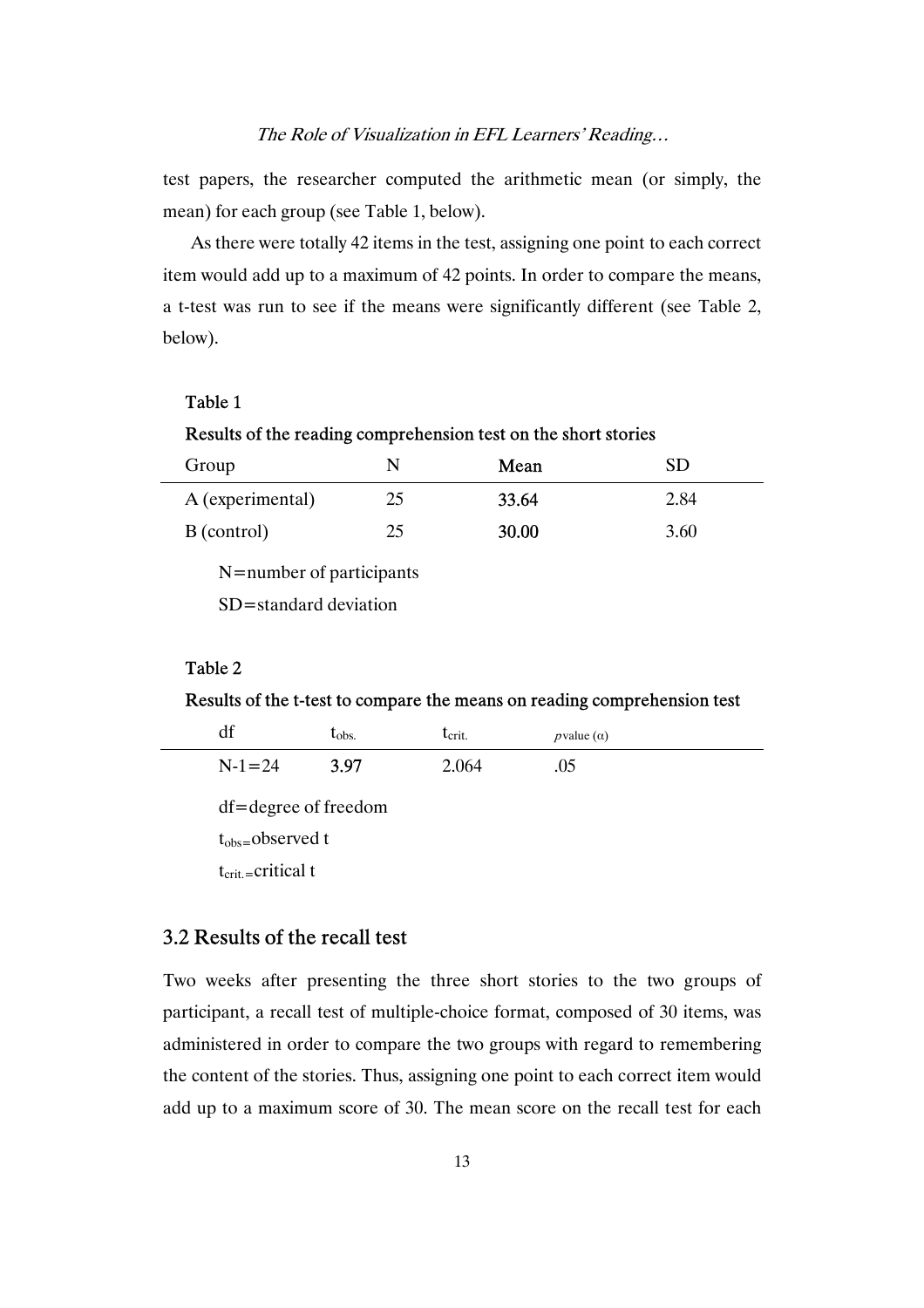test papers, the researcher computed the arithmetic mean (or simply, the mean) for each group (see Table 1, below).

As there were totally 42 items in the test, assigning one point to each correct item would add up to a maximum of 42 points. In order to compare the means, a t-test was run to see if the means were significantly different (see Table 2, below).

**Table 1**

**Results of the reading comprehension test on the short stories**

| Group | N | **Mean** | SD |
|---|---|---|---|
| A (experimental) | 25 | **33.64** | 2.84 |
| B (control) | 25 | **30.00** | 3.60 |

N=number of participants

SD=standard deviation

**Table 2**

**Results of the t-test to compare the means on reading comprehension test**

| df | $t_{obs.}$ | $t_{crit.}$ | $p$ value ($\alpha$) |
|---|---|---|---|
| N-1=24 | **3.97** | 2.064 | .05 |

df=degree of freedom

$t_{obs}$=observed t

$t_{crit.}$=critical t

## 3.2 Results of the recall test

Two weeks after presenting the three short stories to the two groups of participant, a recall test of multiple-choice format, composed of 30 items, was administered in order to compare the two groups with regard to remembering the content of the stories. Thus, assigning one point to each correct item would add up to a maximum score of 30. The mean score on the recall test for each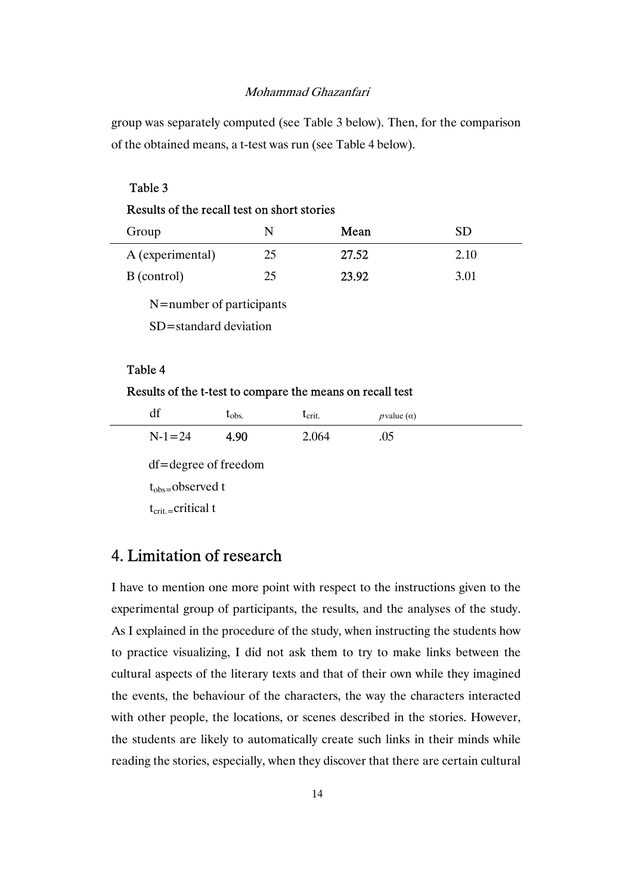group was separately computed (see Table 3 below). Then, for the comparison of the obtained means, a t-test was run (see Table 4 below).

Table 3

Results of the recall test on short stories

| Group | N | Mean | SD |
|---|---|---|---|
| A (experimental) | 25 | 27.52 | 2.10 |
| B (control) | 25 | 23.92 | 3.01 |

N=number of participants

SD=standard deviation

Table 4

Results of the t-test to compare the means on recall test

| df | $t_{obs.}$ | $t_{crit.}$ | $p$ value ($\alpha$) |
|---|---|---|---|
| N-1=24 | 4.90 | 2.064 | .05 |

df=degree of freedom

$t_{obs=}$observed t

$t_{crit.=}$critical t

## 4. Limitation of research

I have to mention one more point with respect to the instructions given to the experimental group of participants, the results, and the analyses of the study. As I explained in the procedure of the study, when instructing the students how to practice visualizing, I did not ask them to try to make links between the cultural aspects of the literary texts and that of their own while they imagined the events, the behaviour of the characters, the way the characters interacted with other people, the locations, or scenes described in the stories. However, the students are likely to automatically create such links in their minds while reading the stories, especially, when they discover that there are certain cultural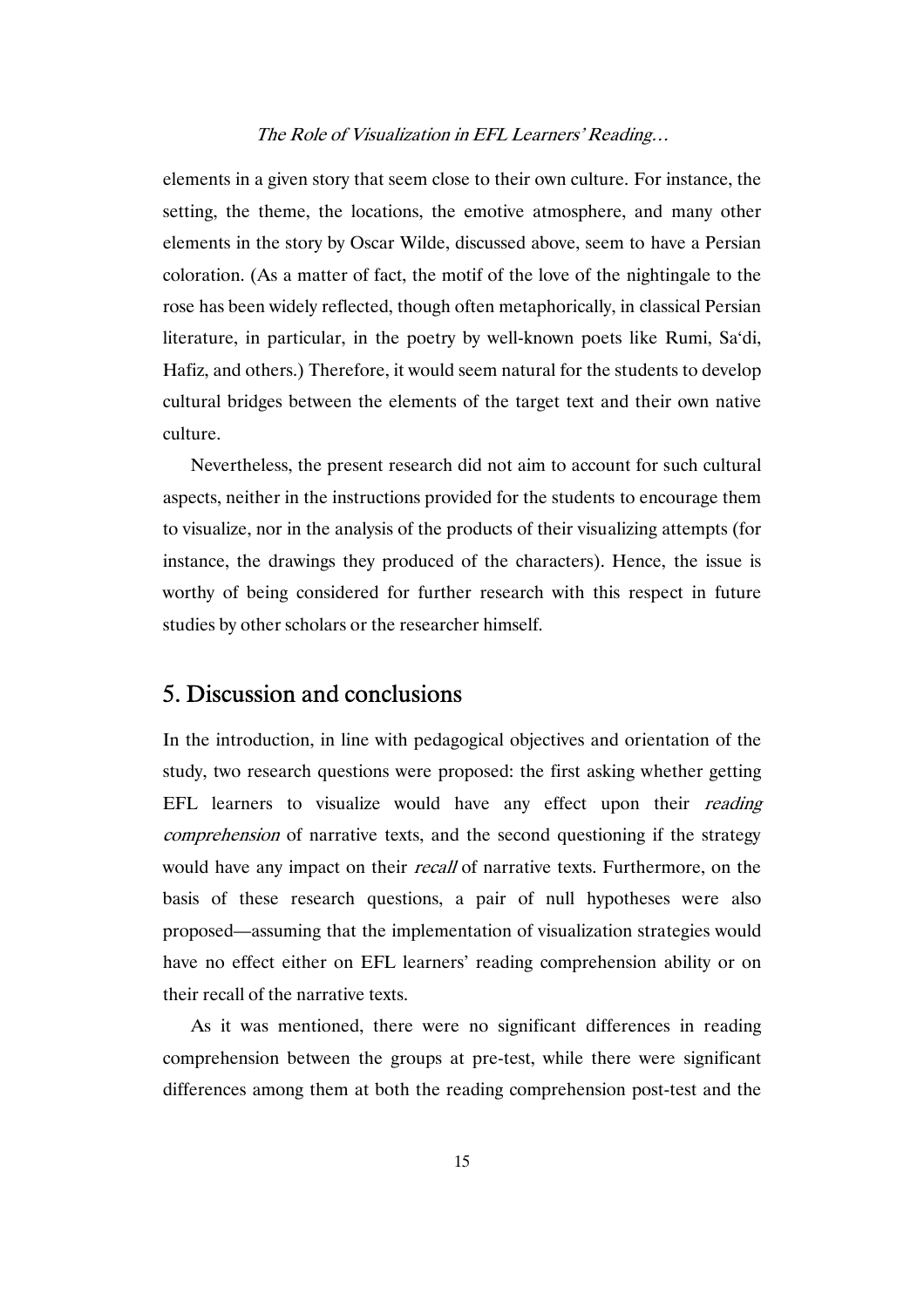elements in a given story that seem close to their own culture. For instance, the setting, the theme, the locations, the emotive atmosphere, and many other elements in the story by Oscar Wilde, discussed above, seem to have a Persian coloration. (As a matter of fact, the motif of the love of the nightingale to the rose has been widely reflected, though often metaphorically, in classical Persian literature, in particular, in the poetry by well-known poets like Rumi, Sa'di, Hafiz, and others.) Therefore, it would seem natural for the students to develop cultural bridges between the elements of the target text and their own native culture.

Nevertheless, the present research did not aim to account for such cultural aspects, neither in the instructions provided for the students to encourage them to visualize, nor in the analysis of the products of their visualizing attempts (for instance, the drawings they produced of the characters). Hence, the issue is worthy of being considered for further research with this respect in future studies by other scholars or the researcher himself.

## 5. Discussion and conclusions

In the introduction, in line with pedagogical objectives and orientation of the study, two research questions were proposed: the first asking whether getting EFL learners to visualize would have any effect upon their *reading comprehension* of narrative texts, and the second questioning if the strategy would have any impact on their *recall* of narrative texts. Furthermore, on the basis of these research questions, a pair of null hypotheses were also proposed—assuming that the implementation of visualization strategies would have no effect either on EFL learners' reading comprehension ability or on their recall of the narrative texts.

As it was mentioned, there were no significant differences in reading comprehension between the groups at pre-test, while there were significant differences among them at both the reading comprehension post-test and the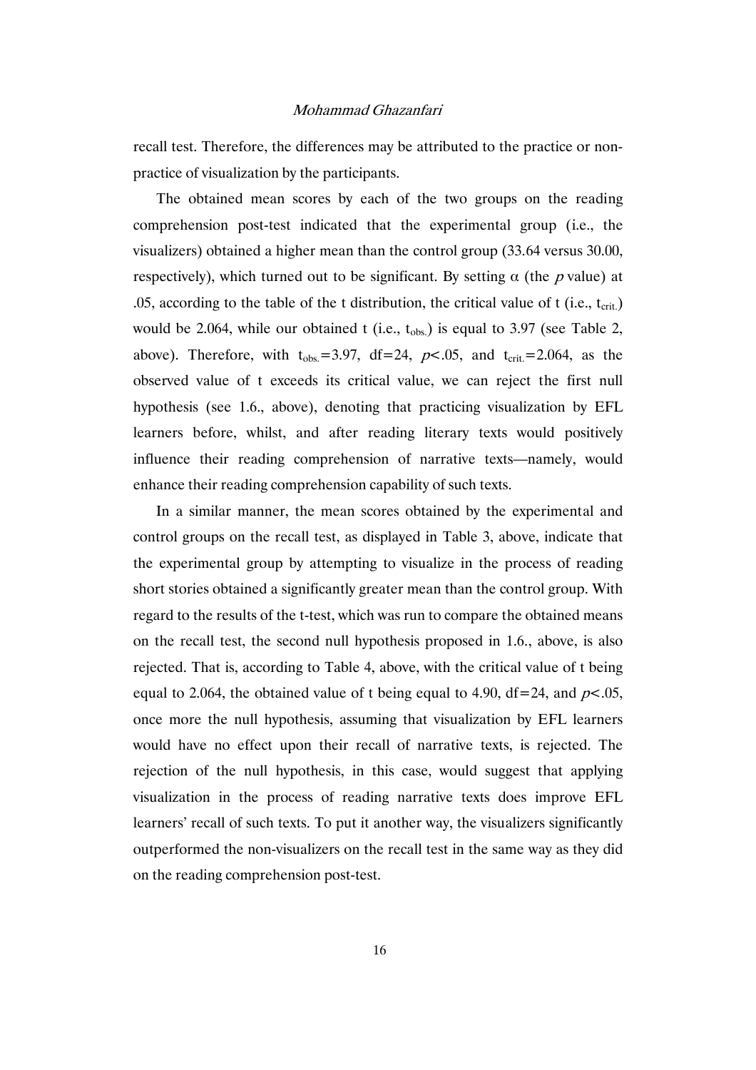recall test. Therefore, the differences may be attributed to the practice or non-practice of visualization by the participants.

The obtained mean scores by each of the two groups on the reading comprehension post-test indicated that the experimental group (i.e., the visualizers) obtained a higher mean than the control group (33.64 versus 30.00, respectively), which turned out to be significant. By setting $\alpha$ (the *p* value) at .05, according to the table of the t distribution, the critical value of t (i.e., $t_{crit.}$) would be 2.064, while our obtained t (i.e., $t_{obs.}$) is equal to 3.97 (see Table 2, above). Therefore, with $t_{obs.}=3.97$, $df=24$, $p<.05$, and $t_{crit.}=2.064$, as the observed value of t exceeds its critical value, we can reject the first null hypothesis (see 1.6., above), denoting that practicing visualization by EFL learners before, whilst, and after reading literary texts would positively influence their reading comprehension of narrative texts—namely, would enhance their reading comprehension capability of such texts.

In a similar manner, the mean scores obtained by the experimental and control groups on the recall test, as displayed in Table 3, above, indicate that the experimental group by attempting to visualize in the process of reading short stories obtained a significantly greater mean than the control group. With regard to the results of the t-test, which was run to compare the obtained means on the recall test, the second null hypothesis proposed in 1.6., above, is also rejected. That is, according to Table 4, above, with the critical value of t being equal to 2.064, the obtained value of t being equal to 4.90, $df=24$, and $p<.05$, once more the null hypothesis, assuming that visualization by EFL learners would have no effect upon their recall of narrative texts, is rejected. The rejection of the null hypothesis, in this case, would suggest that applying visualization in the process of reading narrative texts does improve EFL learners' recall of such texts. To put it another way, the visualizers significantly outperformed the non-visualizers on the recall test in the same way as they did on the reading comprehension post-test.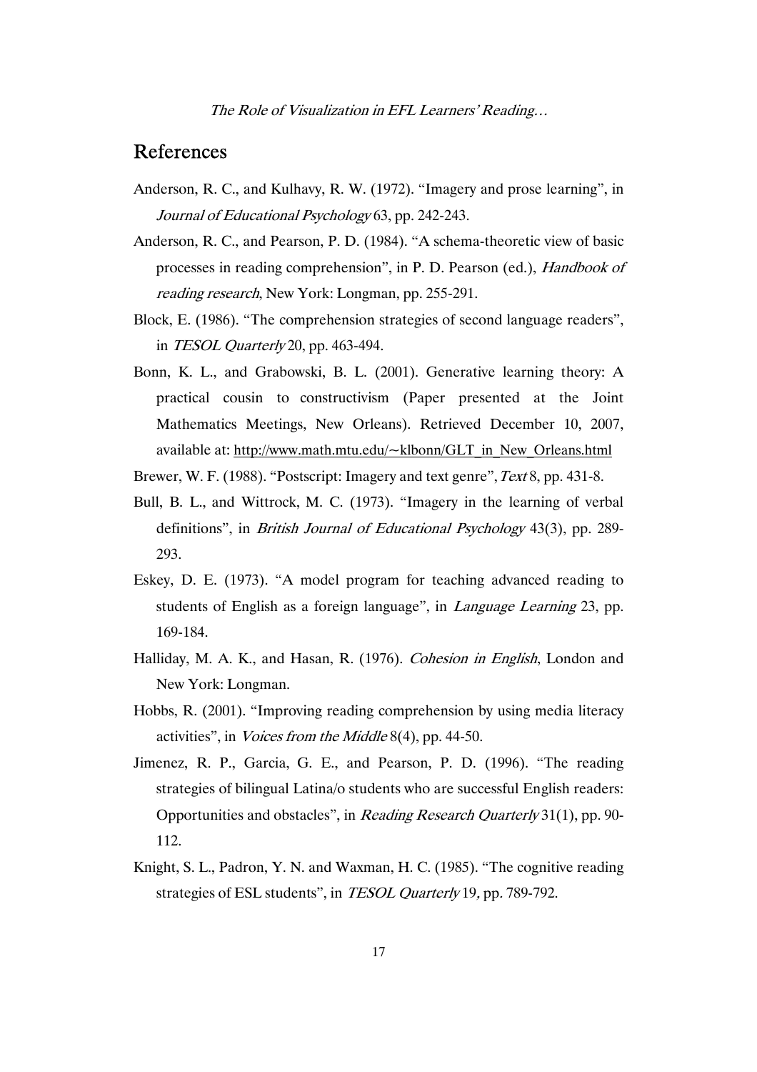## References

Anderson, R. C., and Kulhavy, R. W. (1972). "Imagery and prose learning", in *Journal of Educational Psychology* 63, pp. 242-243.

Anderson, R. C., and Pearson, P. D. (1984). "A schema-theoretic view of basic processes in reading comprehension", in P. D. Pearson (ed.), *Handbook of reading research*, New York: Longman, pp. 255-291.

Block, E. (1986). "The comprehension strategies of second language readers", in *TESOL Quarterly* 20, pp. 463-494.

Bonn, K. L., and Grabowski, B. L. (2001). Generative learning theory: A practical cousin to constructivism (Paper presented at the Joint Mathematics Meetings, New Orleans). Retrieved December 10, 2007, available at: http://www.math.mtu.edu/~klbonn/GLT_in_New_Orleans.html

Brewer, W. F. (1988). "Postscript: Imagery and text genre", *Text* 8, pp. 431-8.

Bull, B. L., and Wittrock, M. C. (1973). "Imagery in the learning of verbal definitions", in *British Journal of Educational Psychology* 43(3), pp. 289-293.

Eskey, D. E. (1973). "A model program for teaching advanced reading to students of English as a foreign language", in *Language Learning* 23, pp. 169-184.

Halliday, M. A. K., and Hasan, R. (1976). *Cohesion in English*, London and New York: Longman.

Hobbs, R. (2001). "Improving reading comprehension by using media literacy activities", in *Voices from the Middle* 8(4), pp. 44-50.

Jimenez, R. P., Garcia, G. E., and Pearson, P. D. (1996). "The reading strategies of bilingual Latina/o students who are successful English readers: Opportunities and obstacles", in *Reading Research Quarterly* 31(1), pp. 90-112.

Knight, S. L., Padron, Y. N. and Waxman, H. C. (1985). "The cognitive reading strategies of ESL students", in *TESOL Quarterly* 19, pp. 789-792.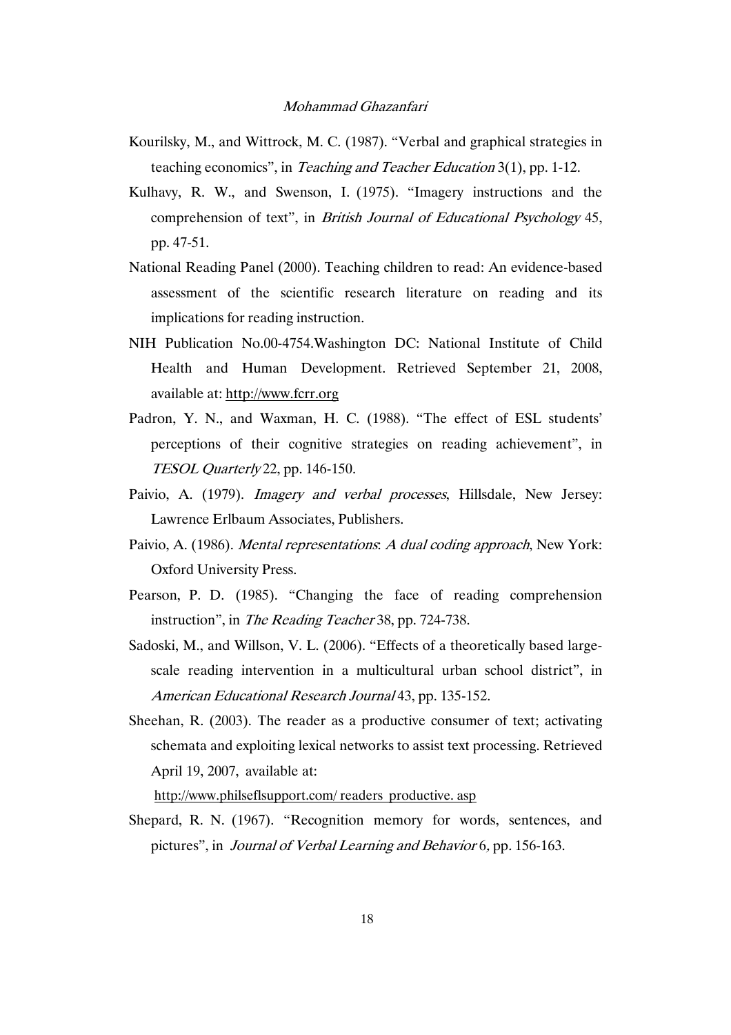Kourilsky, M., and Wittrock, M. C. (1987). "Verbal and graphical strategies in teaching economics", in *Teaching and Teacher Education* 3(1), pp. 1-12.

Kulhavy, R. W., and Swenson, I. (1975). "Imagery instructions and the comprehension of text", in *British Journal of Educational Psychology* 45, pp. 47-51.

National Reading Panel (2000). Teaching children to read: An evidence-based assessment of the scientific research literature on reading and its implications for reading instruction.

NIH Publication No.00-4754.Washington DC: National Institute of Child Health and Human Development. Retrieved September 21, 2008, available at: http://www.fcrr.org

Padron, Y. N., and Waxman, H. C. (1988). "The effect of ESL students' perceptions of their cognitive strategies on reading achievement", in *TESOL Quarterly* 22, pp. 146-150.

Paivio, A. (1979). *Imagery and verbal processes*, Hillsdale, New Jersey: Lawrence Erlbaum Associates, Publishers.

Paivio, A. (1986). *Mental representations: A dual coding approach*, New York: Oxford University Press.

Pearson, P. D. (1985). "Changing the face of reading comprehension instruction", in *The Reading Teacher* 38, pp. 724-738.

Sadoski, M., and Willson, V. L. (2006). "Effects of a theoretically based large-scale reading intervention in a multicultural urban school district", in *American Educational Research Journal* 43, pp. 135-152.

Sheehan, R. (2003). The reader as a productive consumer of text; activating schemata and exploiting lexical networks to assist text processing. Retrieved April 19, 2007, available at:
http://www.philseflsupport.com/ readers_productive. asp

Shepard, R. N. (1967). "Recognition memory for words, sentences, and pictures", in *Journal of Verbal Learning and Behavior* 6, pp. 156-163.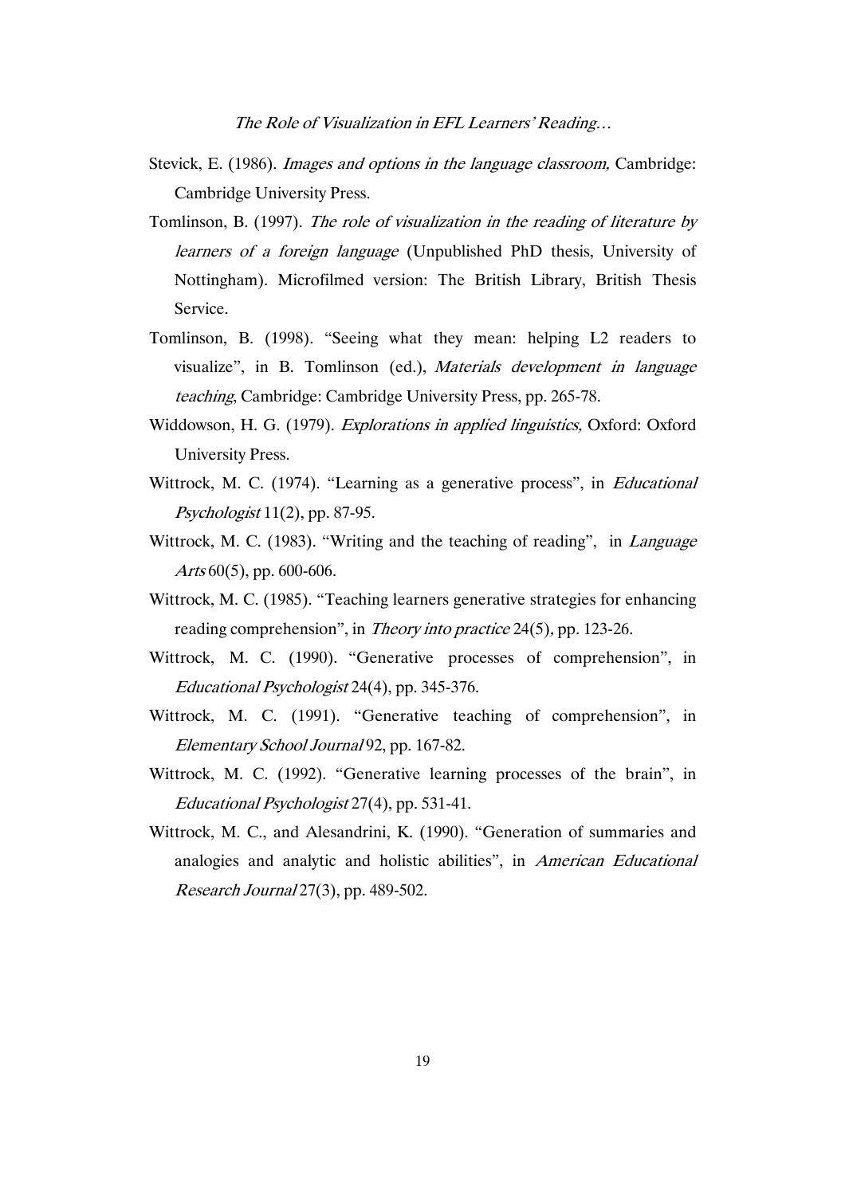Stevick, E. (1986). *Images and options in the language classroom,* Cambridge: Cambridge University Press.

Tomlinson, B. (1997). *The role of visualization in the reading of literature by learners of a foreign language* (Unpublished PhD thesis, University of Nottingham). Microfilmed version: The British Library, British Thesis Service.

Tomlinson, B. (1998). "Seeing what they mean: helping L2 readers to visualize", in B. Tomlinson (ed.), *Materials development in language teaching*, Cambridge: Cambridge University Press, pp. 265-78.

Widdowson, H. G. (1979). *Explorations in applied linguistics,* Oxford: Oxford University Press.

Wittrock, M. C. (1974). "Learning as a generative process", in *Educational Psychologist* 11(2), pp. 87-95.

Wittrock, M. C. (1983). "Writing and the teaching of reading", in *Language Arts* 60(5), pp. 600-606.

Wittrock, M. C. (1985). "Teaching learners generative strategies for enhancing reading comprehension", in *Theory into practice* 24(5), pp. 123-26.

Wittrock, M. C. (1990). "Generative processes of comprehension", in *Educational Psychologist* 24(4), pp. 345-376.

Wittrock, M. C. (1991). "Generative teaching of comprehension", in *Elementary School Journal* 92, pp. 167-82.

Wittrock, M. C. (1992). "Generative learning processes of the brain", in *Educational Psychologist* 27(4), pp. 531-41.

Wittrock, M. C., and Alesandrini, K. (1990). "Generation of summaries and analogies and analytic and holistic abilities", in *American Educational Research Journal* 27(3), pp. 489-502.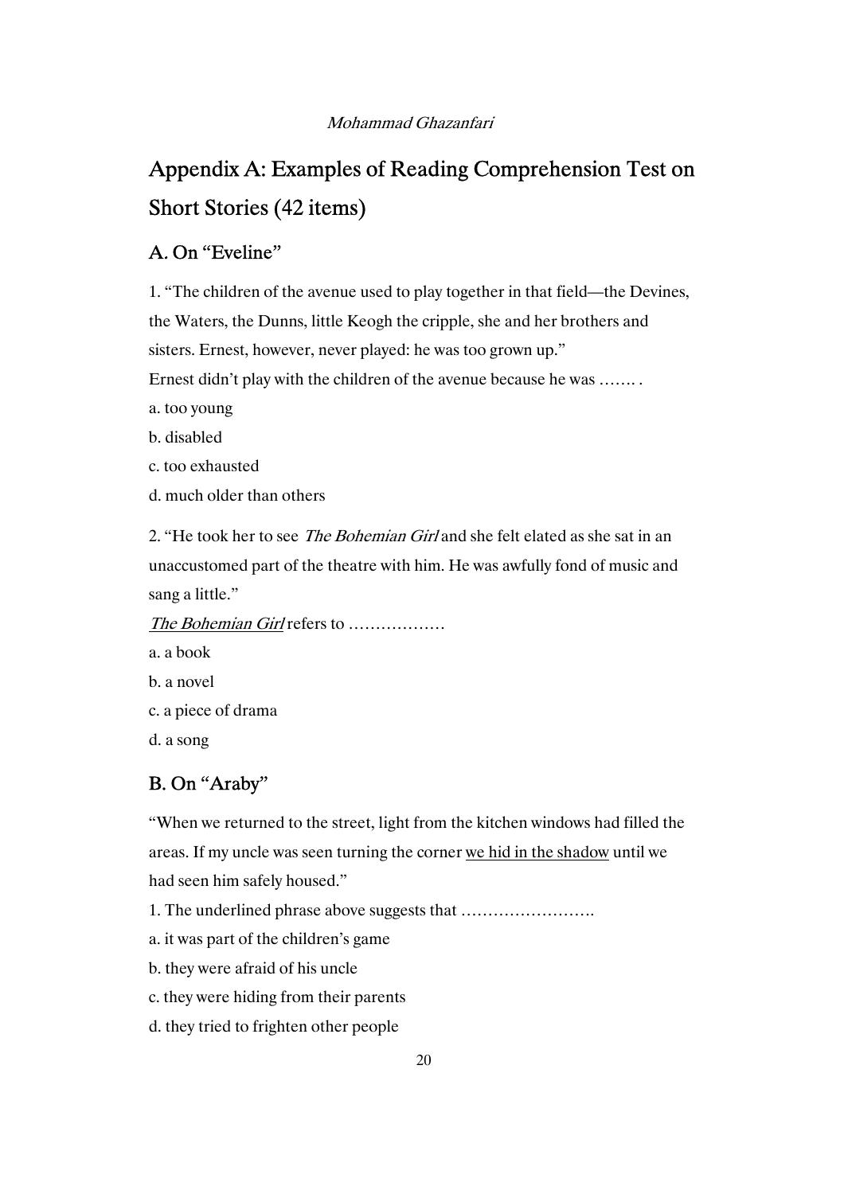# Appendix A: Examples of Reading Comprehension Test on Short Stories (42 items)

## A. On "Eveline"

1. "The children of the avenue used to play together in that field—the Devines, the Waters, the Dunns, little Keogh the cripple, she and her brothers and sisters. Ernest, however, never played: he was too grown up."

Ernest didn't play with the children of the avenue because he was ……. .

a. too young

b. disabled

c. too exhausted

d. much older than others

2. "He took her to see *The Bohemian Girl* and she felt elated as she sat in an unaccustomed part of the theatre with him. He was awfully fond of music and sang a little."

*The Bohemian Girl* refers to ………………

a. a book

b. a novel

c. a piece of drama

d. a song

## B. On "Araby"

"When we returned to the street, light from the kitchen windows had filled the areas. If my uncle was seen turning the corner <u>we hid in the shadow</u> until we had seen him safely housed."

1. The underlined phrase above suggests that …………………….

a. it was part of the children's game

b. they were afraid of his uncle

c. they were hiding from their parents

d. they tried to frighten other people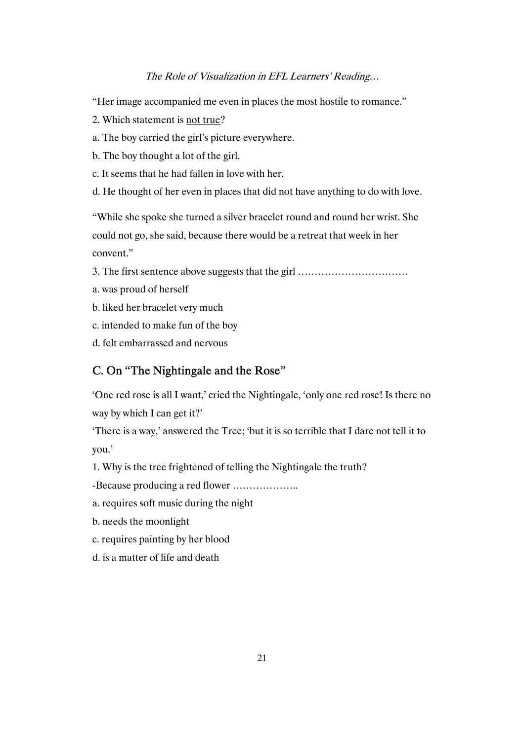"Her image accompanied me even in places the most hostile to romance."

2. Which statement is <u>not true</u>?

a. The boy carried the girl's picture everywhere.

b. The boy thought a lot of the girl.

c. It seems that he had fallen in love with her.

d. He thought of her even in places that did not have anything to do with love.

"While she spoke she turned a silver bracelet round and round her wrist. She could not go, she said, because there would be a retreat that week in her convent."

3. The first sentence above suggests that the girl ……………………………

a. was proud of herself

b. liked her bracelet very much

c. intended to make fun of the boy

d. felt embarrassed and nervous

## C. On "The Nightingale and the Rose"

'One red rose is all I want,' cried the Nightingale, 'only one red rose! Is there no way by which I can get it?'

'There is a way,' answered the Tree; 'but it is so terrible that I dare not tell it to you.'

1. Why is the tree frightened of telling the Nightingale the truth?

-Because producing a red flower ………………..

a. requires soft music during the night

b. needs the moonlight

c. requires painting by her blood

d. is a matter of life and death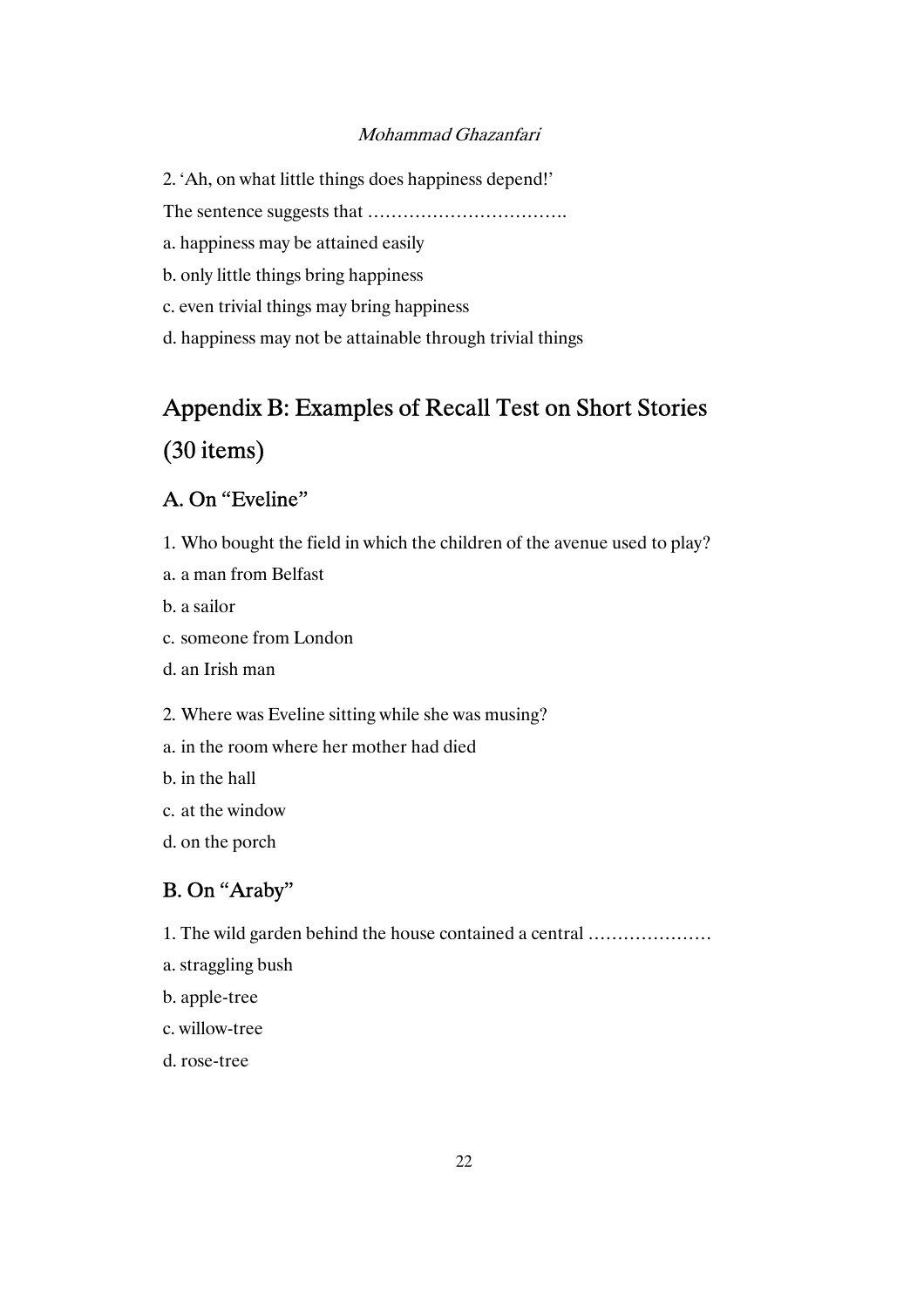2. ‘Ah, on what little things does happiness depend!’

The sentence suggests that …………………………….

a. happiness may be attained easily

b. only little things bring happiness

c. even trivial things may bring happiness

d. happiness may not be attainable through trivial things

## Appendix B: Examples of Recall Test on Short Stories (30 items)

### A. On “Eveline”

1. Who bought the field in which the children of the avenue used to play?

a. a man from Belfast

b. a sailor

c. someone from London

d. an Irish man

2. Where was Eveline sitting while she was musing?

a. in the room where her mother had died

b. in the hall

c. at the window

d. on the porch

### B. On “Araby”

1. The wild garden behind the house contained a central …………………

a. straggling bush

b. apple-tree

c. willow-tree

d. rose-tree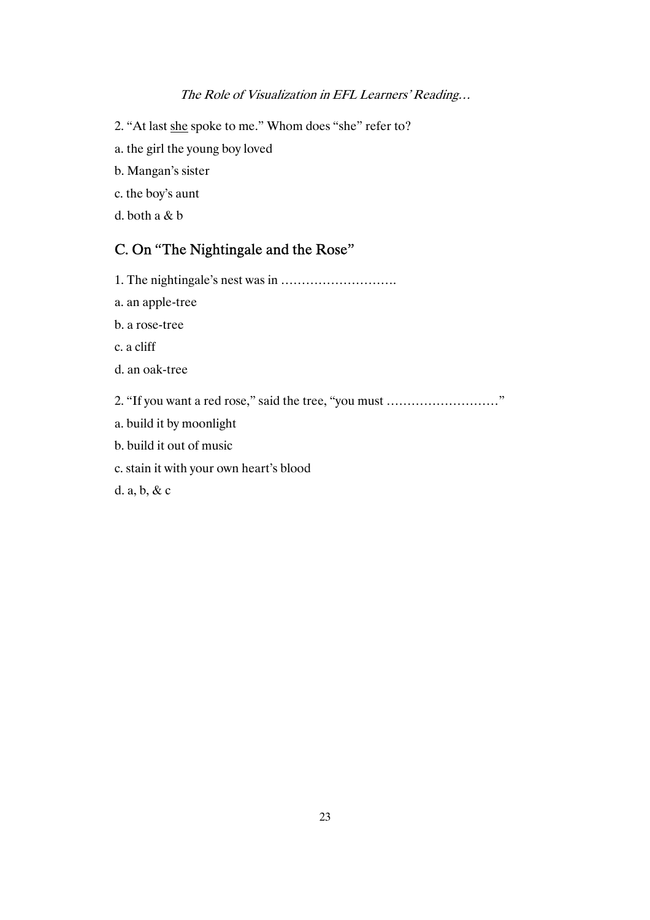2. "At last <u>she</u> spoke to me." Whom does "she" refer to?

a. the girl the young boy loved

b. Mangan's sister

c. the boy's aunt

d. both a & b

## C. On "The Nightingale and the Rose"

1. The nightingale's nest was in ……………………….

a. an apple-tree

b. a rose-tree

c. a cliff

d. an oak-tree

2. "If you want a red rose," said the tree, "you must ………………………"

a. build it by moonlight

b. build it out of music

c. stain it with your own heart's blood

d. a, b, & c